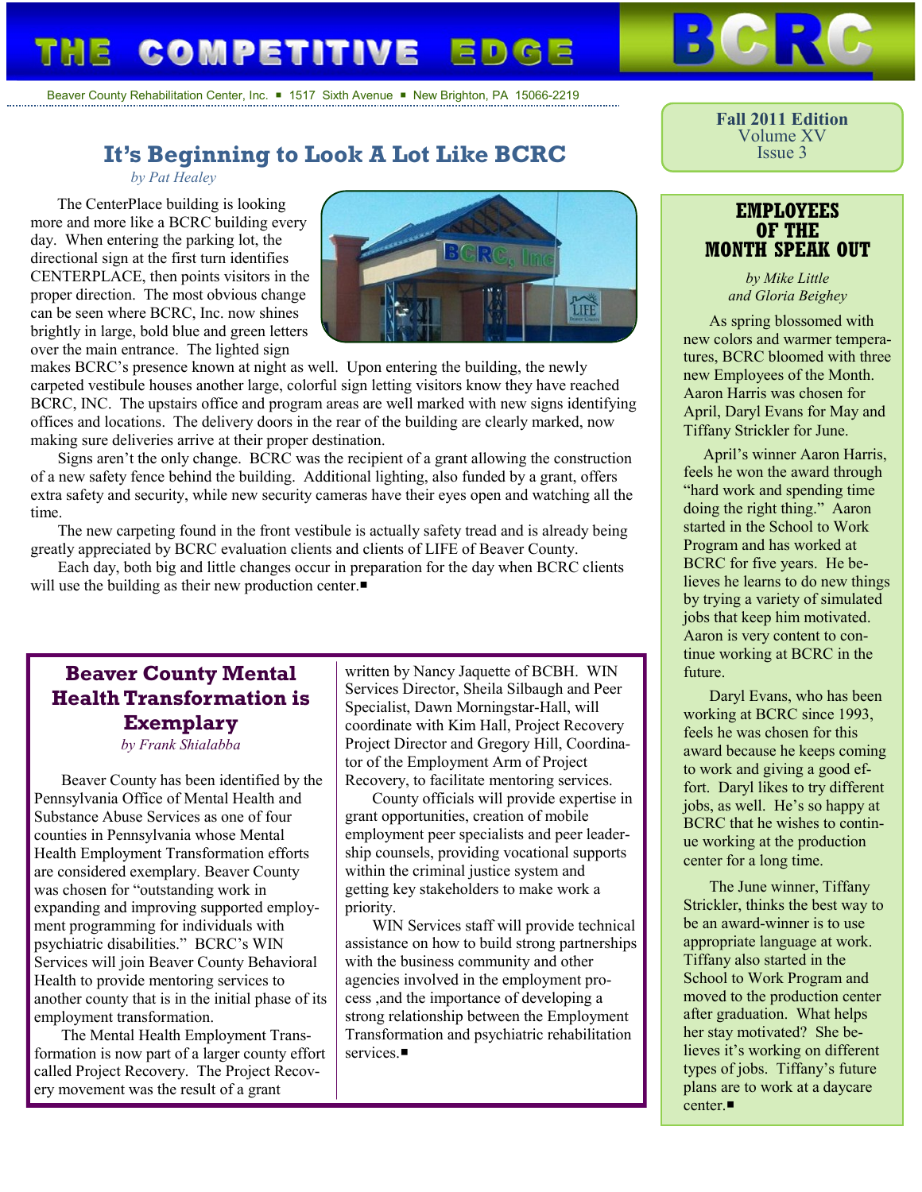# THE COMPETITIVE EDGE

BCRC

Beaver County Rehabilitation Center, Inc. ■ 1517 Sixth Avenue ■ New Brighton, PA 15066-2219

**Fall 2011 Edition**
Volume XV
Issue 3

## It's Beginning to Look A Lot Like BCRC

*by Pat Healey*

The CenterPlace building is looking more and more like a BCRC building every day. When entering the parking lot, the directional sign at the first turn identifies CENTERPLACE, then points visitors in the proper direction. The most obvious change can be seen where BCRC, Inc. now shines brightly in large, bold blue and green letters over the main entrance. The lighted sign makes BCRC's presence known at night as well. Upon entering the building, the newly carpeted vestibule houses another large, colorful sign letting visitors know they have reached BCRC, INC. The upstairs office and program areas are well marked with new signs identifying offices and locations. The delivery doors in the rear of the building are clearly marked, now making sure deliveries arrive at their proper destination.

Signs aren't the only change. BCRC was the recipient of a grant allowing the construction of a new safety fence behind the building. Additional lighting, also funded by a grant, offers extra safety and security, while new security cameras have their eyes open and watching all the time.

The new carpeting found in the front vestibule is actually safety tread and is already being greatly appreciated by BCRC evaluation clients and clients of LIFE of Beaver County.

Each day, both big and little changes occur in preparation for the day when BCRC clients will use the building as their new production center.■

## Beaver County Mental Health Transformation is Exemplary

*by Frank Shialabba*

Beaver County has been identified by the Pennsylvania Office of Mental Health and Substance Abuse Services as one of four counties in Pennsylvania whose Mental Health Employment Transformation efforts are considered exemplary. Beaver County was chosen for "outstanding work in expanding and improving supported employment programming for individuals with psychiatric disabilities." BCRC's WIN Services will join Beaver County Behavioral Health to provide mentoring services to another county that is in the initial phase of its employment transformation.

The Mental Health Employment Transformation is now part of a larger county effort called Project Recovery. The Project Recovery movement was the result of a grant written by Nancy Jaquette of BCBH. WIN Services Director, Sheila Silbaugh and Peer Specialist, Dawn Morningstar-Hall, will coordinate with Kim Hall, Project Recovery Project Director and Gregory Hill, Coordinator of the Employment Arm of Project Recovery, to facilitate mentoring services.

County officials will provide expertise in grant opportunities, creation of mobile employment peer specialists and peer leadership counsels, providing vocational supports within the criminal justice system and getting key stakeholders to make work a priority.

WIN Services staff will provide technical assistance on how to build strong partnerships with the business community and other agencies involved in the employment process ,and the importance of developing a strong relationship between the Employment Transformation and psychiatric rehabilitation services.■

## EMPLOYEES OF THE MONTH SPEAK OUT

*by Mike Little and Gloria Beighey*

As spring blossomed with new colors and warmer temperatures, BCRC bloomed with three new Employees of the Month. Aaron Harris was chosen for April, Daryl Evans for May and Tiffany Strickler for June.

April's winner Aaron Harris, feels he won the award through "hard work and spending time doing the right thing." Aaron started in the School to Work Program and has worked at BCRC for five years. He believes he learns to do new things by trying a variety of simulated jobs that keep him motivated. Aaron is very content to continue working at BCRC in the future.

Daryl Evans, who has been working at BCRC since 1993, feels he was chosen for this award because he keeps coming to work and giving a good effort. Daryl likes to try different jobs, as well. He's so happy at BCRC that he wishes to continue working at the production center for a long time.

The June winner, Tiffany Strickler, thinks the best way to be an award-winner is to use appropriate language at work. Tiffany also started in the School to Work Program and moved to the production center after graduation. What helps her stay motivated? She believes it's working on different types of jobs. Tiffany's future plans are to work at a daycare center.■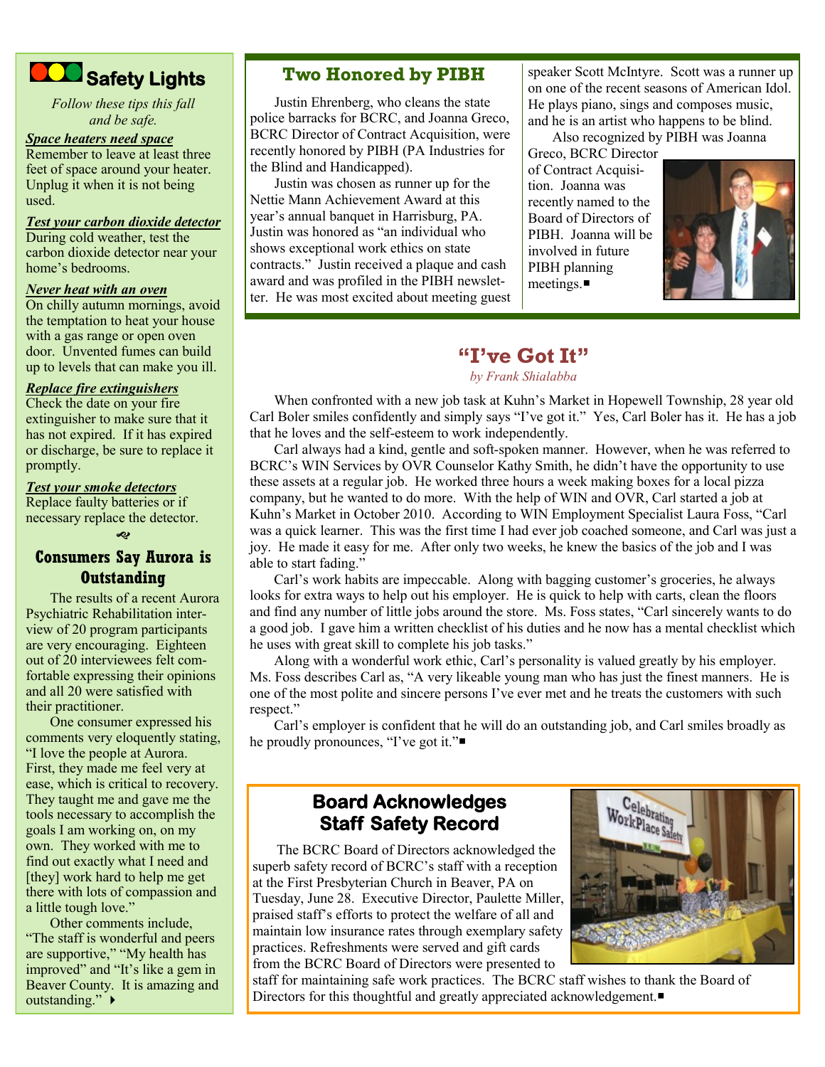## Safety Lights

*Follow these tips this fall and be safe.*

***Space heaters need space***
Remember to leave at least three feet of space around your heater. Unplug it when it is not being used.

***Test your carbon dioxide detector***
During cold weather, test the carbon dioxide detector near your home's bedrooms.

***Never heat with an oven***
On chilly autumn mornings, avoid the temptation to heat your house with a gas range or open oven door. Unvented fumes can build up to levels that can make you ill.

***Replace fire extinguishers***
Check the date on your fire extinguisher to make sure that it has not expired. If it has expired or discharge, be sure to replace it promptly.

***Test your smoke detectors***
Replace faulty batteries or if necessary replace the detector.

## Consumers Say Aurora is Outstanding

The results of a recent Aurora Psychiatric Rehabilitation interview of 20 program participants are very encouraging. Eighteen out of 20 interviewees felt comfortable expressing their opinions and all 20 were satisfied with their practitioner.

One consumer expressed his comments very eloquently stating, "I love the people at Aurora. First, they made me feel very at ease, which is critical to recovery. They taught me and gave me the tools necessary to accomplish the goals I am working on, on my own. They worked with me to find out exactly what I need and [they] work hard to help me get there with lots of compassion and a little tough love."

Other comments include, "The staff is wonderful and peers are supportive," "My health has improved" and "It's like a gem in Beaver County. It is amazing and outstanding." ▸

## Two Honored by PIBH

Justin Ehrenberg, who cleans the state police barracks for BCRC, and Joanna Greco, BCRC Director of Contract Acquisition, were recently honored by PIBH (PA Industries for the Blind and Handicapped).

Justin was chosen as runner up for the Nettie Mann Achievement Award at this year's annual banquet in Harrisburg, PA. Justin was honored as "an individual who shows exceptional work ethics on state contracts." Justin received a plaque and cash award and was profiled in the PIBH newsletter. He was most excited about meeting guest speaker Scott McIntyre. Scott was a runner up on one of the recent seasons of American Idol. He plays piano, sings and composes music, and he is an artist who happens to be blind.

Also recognized by PIBH was Joanna Greco, BCRC Director of Contract Acquisition. Joanna was recently named to the Board of Directors of PIBH. Joanna will be involved in future PIBH planning meetings.■

## "I've Got It"

*by Frank Shialabba*

When confronted with a new job task at Kuhn's Market in Hopewell Township, 28 year old Carl Boler smiles confidently and simply says "I've got it." Yes, Carl Boler has it. He has a job that he loves and the self-esteem to work independently.

Carl always had a kind, gentle and soft-spoken manner. However, when he was referred to BCRC's WIN Services by OVR Counselor Kathy Smith, he didn't have the opportunity to use these assets at a regular job. He worked three hours a week making boxes for a local pizza company, but he wanted to do more. With the help of WIN and OVR, Carl started a job at Kuhn's Market in October 2010. According to WIN Employment Specialist Laura Foss, "Carl was a quick learner. This was the first time I had ever job coached someone, and Carl was just a joy. He made it easy for me. After only two weeks, he knew the basics of the job and I was able to start fading."

Carl's work habits are impeccable. Along with bagging customer's groceries, he always looks for extra ways to help out his employer. He is quick to help with carts, clean the floors and find any number of little jobs around the store. Ms. Foss states, "Carl sincerely wants to do a good job. I gave him a written checklist of his duties and he now has a mental checklist which he uses with great skill to complete his job tasks."

Along with a wonderful work ethic, Carl's personality is valued greatly by his employer. Ms. Foss describes Carl as, "A very likeable young man who has just the finest manners. He is one of the most polite and sincere persons I've ever met and he treats the customers with such respect."

Carl's employer is confident that he will do an outstanding job, and Carl smiles broadly as he proudly pronounces, "I've got it."■

## Board Acknowledges Staff Safety Record

The BCRC Board of Directors acknowledged the superb safety record of BCRC's staff with a reception at the First Presbyterian Church in Beaver, PA on Tuesday, June 28. Executive Director, Paulette Miller, praised staff's efforts to protect the welfare of all and maintain low insurance rates through exemplary safety practices. Refreshments were served and gift cards from the BCRC Board of Directors were presented to staff for maintaining safe work practices. The BCRC staff wishes to thank the Board of Directors for this thoughtful and greatly appreciated acknowledgement.■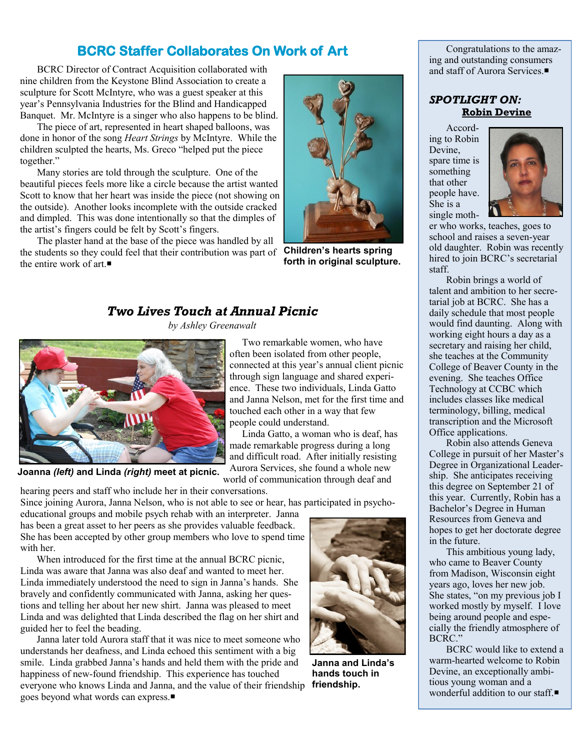## BCRC Staffer Collaborates On Work of Art

BCRC Director of Contract Acquisition collaborated with nine children from the Keystone Blind Association to create a sculpture for Scott McIntyre, who was a guest speaker at this year's Pennsylvania Industries for the Blind and Handicapped Banquet. Mr. McIntyre is a singer who also happens to be blind.

The piece of art, represented in heart shaped balloons, was done in honor of the song *Heart Strings* by McIntyre. While the children sculpted the hearts, Ms. Greco "helped put the piece together."

Many stories are told through the sculpture. One of the beautiful pieces feels more like a circle because the artist wanted Scott to know that her heart was inside the piece (not showing on the outside). Another looks incomplete with the outside cracked and dimpled. This was done intentionally so that the dimples of the artist's fingers could be felt by Scott's fingers.

The plaster hand at the base of the piece was handled by all the students so they could feel that their contribution was part of the entire work of art.■

**Children's hearts spring forth in original sculpture.**

## *Two Lives Touch at Annual Picnic*

*by Ashley Greenawalt*

**Joanna *(left)* and Linda *(right)* meet at picnic.**

Two remarkable women, who have often been isolated from other people, connected at this year's annual client picnic through sign language and shared experience. These two individuals, Linda Gatto and Janna Nelson, met for the first time and touched each other in a way that few people could understand.

Linda Gatto, a woman who is deaf, has made remarkable progress during a long and difficult road. After initially resisting Aurora Services, she found a whole new world of communication through deaf and hearing peers and staff who include her in their conversations.

Since joining Aurora, Janna Nelson, who is not able to see or hear, has participated in psycho-educational groups and mobile psych rehab with an interpreter. Janna has been a great asset to her peers as she provides valuable feedback. She has been accepted by other group members who love to spend time with her.

When introduced for the first time at the annual BCRC picnic, Linda was aware that Janna was also deaf and wanted to meet her. Linda immediately understood the need to sign in Janna's hands. She bravely and confidently communicated with Janna, asking her questions and telling her about her new shirt. Janna was pleased to meet Linda and was delighted that Linda described the flag on her shirt and guided her to feel the beading.

Janna later told Aurora staff that it was nice to meet someone who understands her deafness, and Linda echoed this sentiment with a big smile. Linda grabbed Janna's hands and held them with the pride and happiness of new-found friendship. This experience has touched everyone who knows Linda and Janna, and the value of their friendship goes beyond what words can express.■

**Janna and Linda's hands touch in friendship.**

Congratulations to the amazing and outstanding consumers and staff of Aurora Services.■

### *SPOTLIGHT ON:* Robin Devine

According to Robin Devine, spare time is something that other people have. She is a single mother who works, teaches, goes to school and raises a seven-year old daughter. Robin was recently hired to join BCRC's secretarial staff.

Robin brings a world of talent and ambition to her secretarial job at BCRC. She has a daily schedule that most people would find daunting. Along with working eight hours a day as a secretary and raising her child, she teaches at the Community College of Beaver County in the evening. She teaches Office Technology at CCBC which includes classes like medical terminology, billing, medical transcription and the Microsoft Office applications.

Robin also attends Geneva College in pursuit of her Master's Degree in Organizational Leadership. She anticipates receiving this degree on September 21 of this year. Currently, Robin has a Bachelor's Degree in Human Resources from Geneva and hopes to get her doctorate degree in the future.

This ambitious young lady, who came to Beaver County from Madison, Wisconsin eight years ago, loves her new job. She states, "on my previous job I worked mostly by myself. I love being around people and especially the friendly atmosphere of BCRC."

BCRC would like to extend a warm-hearted welcome to Robin Devine, an exceptionally ambitious young woman and a wonderful addition to our staff.■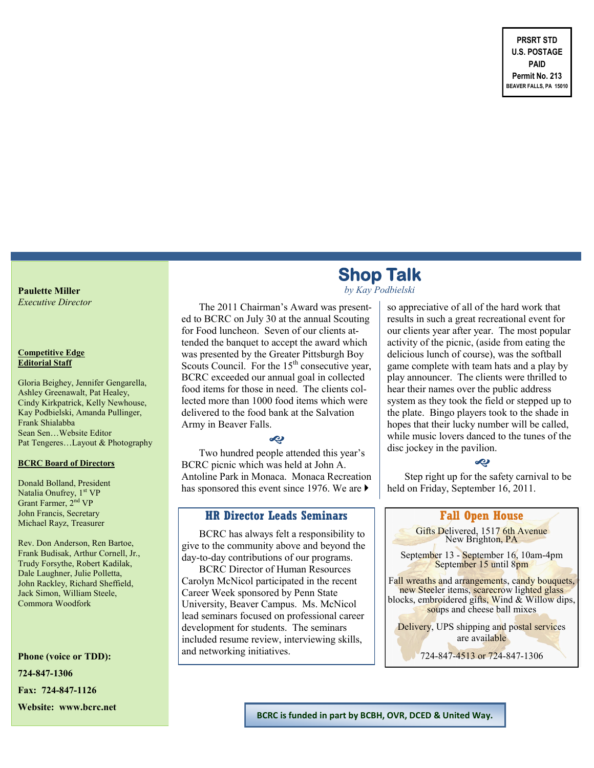PRSRT STD
U.S. POSTAGE
PAID
Permit No. 213
BEAVER FALLS, PA 15010

**Paulette Miller**
*Executive Director*

**Competitive Edge Editorial Staff**

Gloria Beighey, Jennifer Gengarella, Ashley Greenawalt, Pat Healey, Cindy Kirkpatrick, Kelly Newhouse, Kay Podbielski, Amanda Pullinger, Frank Shialabba
Sean Sen…Website Editor
Pat Tengeres…Layout & Photography

**BCRC Board of Directors**

Donald Bolland, President
Natalia Onufrey, 1st VP
Grant Farmer, 2nd VP
John Francis, Secretary
Michael Rayz, Treasurer

Rev. Don Anderson, Ren Bartoe, Frank Budisak, Arthur Cornell, Jr., Trudy Forsythe, Robert Kadilak, Dale Laughner, Julie Polletta, John Rackley, Richard Sheffield, Jack Simon, William Steele, Commora Woodfork

**Phone (voice or TDD):**
**724-847-1306**
**Fax: 724-847-1126**
**Website: www.bcrc.net**

# Shop Talk

*by Kay Podbielski*

The 2011 Chairman's Award was presented to BCRC on July 30 at the annual Scouting for Food luncheon. Seven of our clients attended the banquet to accept the award which was presented by the Greater Pittsburgh Boy Scouts Council. For the 15th consecutive year, BCRC exceeded our annual goal in collected food items for those in need. The clients collected more than 1000 food items which were delivered to the food bank at the Salvation Army in Beaver Falls.

Two hundred people attended this year's BCRC picnic which was held at John A. Antoline Park in Monaca. Monaca Recreation has sponsored this event since 1976. We are so appreciative of all of the hard work that results in such a great recreational event for our clients year after year. The most popular activity of the picnic, (aside from eating the delicious lunch of course), was the softball game complete with team hats and a play by play announcer. The clients were thrilled to hear their names over the public address system as they took the field or stepped up to the plate. Bingo players took to the shade in hopes that their lucky number will be called, while music lovers danced to the tunes of the disc jockey in the pavilion.

Step right up for the safety carnival to be held on Friday, September 16, 2011.

## HR Director Leads Seminars

BCRC has always felt a responsibility to give to the community above and beyond the day-to-day contributions of our programs.

BCRC Director of Human Resources Carolyn McNicol participated in the recent Career Week sponsored by Penn State University, Beaver Campus. Ms. McNicol lead seminars focused on professional career development for students. The seminars included resume review, interviewing skills, and networking initiatives.

## Fall Open House

Gifts Delivered, 1517 6th Avenue
New Brighton, PA

September 13 - September 16, 10am-4pm
September 15 until 8pm

Fall wreaths and arrangements, candy bouquets, new Steeler items, scarecrow lighted glass blocks, embroidered gifts, Wind & Willow dips, soups and cheese ball mixes

Delivery, UPS shipping and postal services are available

724-847-4513 or 724-847-1306

**BCRC is funded in part by BCBH, OVR, DCED & United Way.**